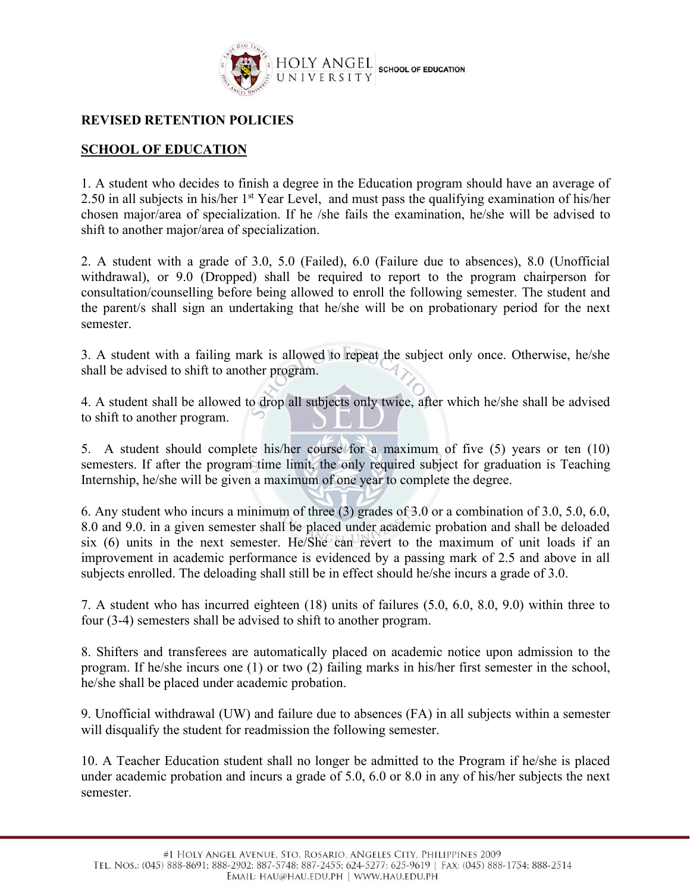## REVISED RETENTION POLICIES

## SCHOOL OF EDUCATION

1. A student who decides to finish a degree in the Education program should have an average of 2.50 in all subjects in his/her 1st Year Level, and must pass the qualifying examination of his/her chosen major/area of specialization. If he /she fails the examination, he/she will be advised to shift to another major/area of specialization.

2. A student with a grade of 3.0, 5.0 (Failed), 6.0 (Failure due to absences), 8.0 (Unofficial withdrawal), or 9.0 (Dropped) shall be required to report to the program chairperson for consultation/counselling before being allowed to enroll the following semester. The student and the parent/s shall sign an undertaking that he/she will be on probationary period for the next semester.

3. A student with a failing mark is allowed to repeat the subject only once. Otherwise, he/she shall be advised to shift to another program.

4. A student shall be allowed to drop all subjects only twice, after which he/she shall be advised to shift to another program.

5. A student should complete his/her course for a maximum of five (5) years or ten (10) semesters. If after the program time limit, the only required subject for graduation is Teaching Internship, he/she will be given a maximum of one year to complete the degree.

6. Any student who incurs a minimum of three (3) grades of 3.0 or a combination of 3.0, 5.0, 6.0, 8.0 and 9.0. in a given semester shall be placed under academic probation and shall be deloaded six (6) units in the next semester. He/She can revert to the maximum of unit loads if an improvement in academic performance is evidenced by a passing mark of 2.5 and above in all subjects enrolled. The deloading shall still be in effect should he/she incurs a grade of 3.0.

7. A student who has incurred eighteen (18) units of failures (5.0, 6.0, 8.0, 9.0) within three to four (3-4) semesters shall be advised to shift to another program.

8. Shifters and transferees are automatically placed on academic notice upon admission to the program. If he/she incurs one (1) or two (2) failing marks in his/her first semester in the school, he/she shall be placed under academic probation.

9. Unofficial withdrawal (UW) and failure due to absences (FA) in all subjects within a semester will disqualify the student for readmission the following semester.

10. A Teacher Education student shall no longer be admitted to the Program if he/she is placed under academic probation and incurs a grade of 5.0, 6.0 or 8.0 in any of his/her subjects the next semester.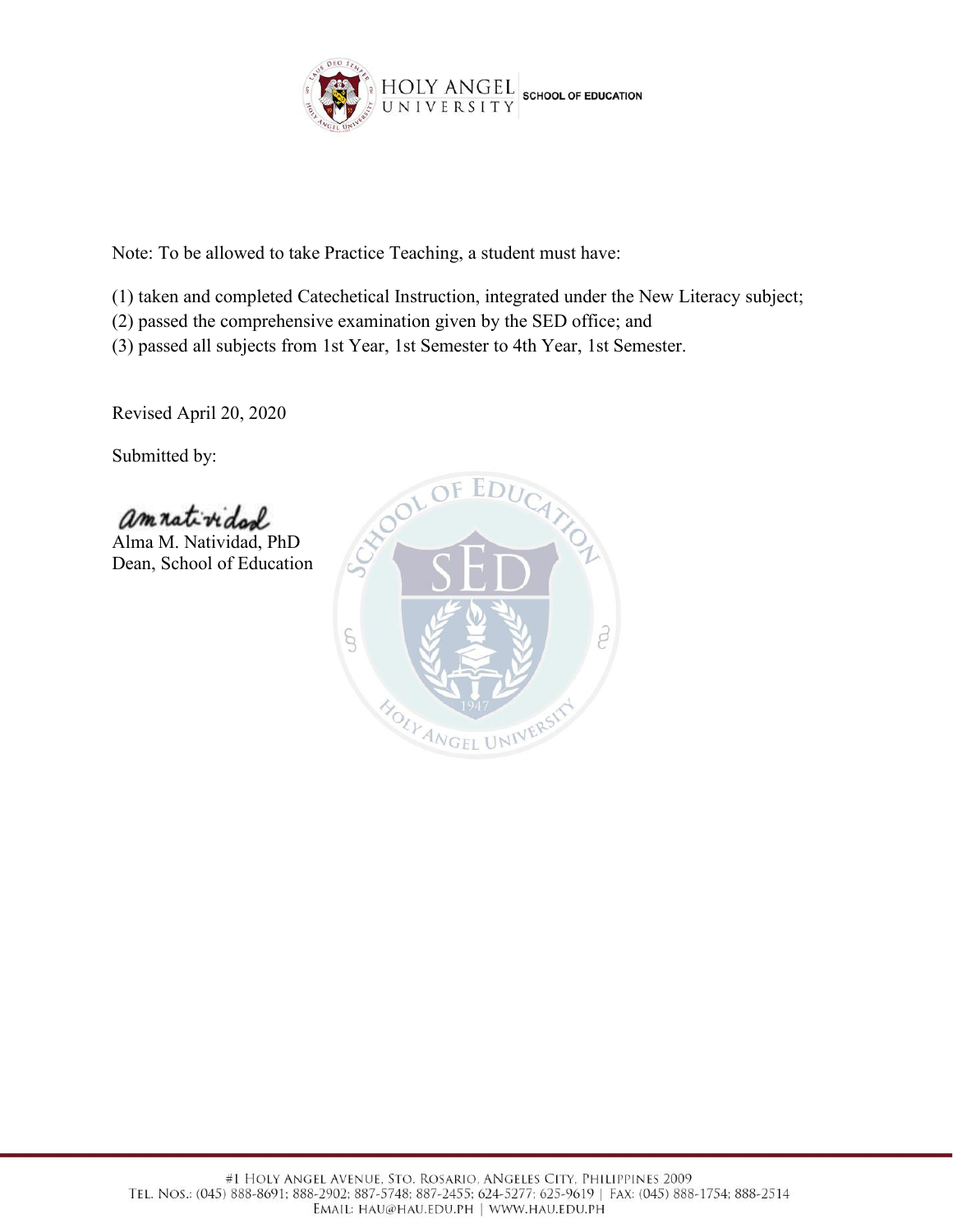Note: To be allowed to take Practice Teaching, a student must have:

(1) taken and completed Catechetical Instruction, integrated under the New Literacy subject;
(2) passed the comprehensive examination given by the SED office; and
(3) passed all subjects from 1st Year, 1st Semester to 4th Year, 1st Semester.

Revised April 20, 2020

Submitted by:

Alma M. Natividad, PhD
Dean, School of Education